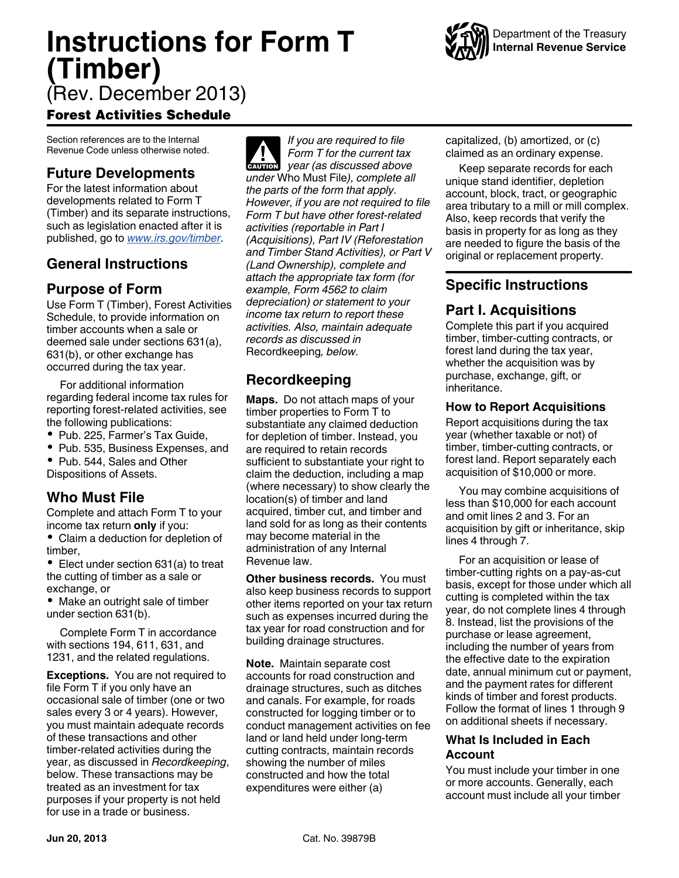# Instructions for Form T (Timber)

(Rev. December 2013)

**Forest Activities Schedule**

Department of the Treasury
**Internal Revenue Service**

Section references are to the Internal Revenue Code unless otherwise noted.

## Future Developments

For the latest information about developments related to Form T (Timber) and its separate instructions, such as legislation enacted after it is published, go to *www.irs.gov/timber*.

## General Instructions

## Purpose of Form

Use Form T (Timber), Forest Activities Schedule, to provide information on timber accounts when a sale or deemed sale under sections 631(a), 631(b), or other exchange has occurred during the tax year.

For additional information regarding federal income tax rules for reporting forest-related activities, see the following publications:

- Pub. 225, Farmer's Tax Guide,
- Pub. 535, Business Expenses, and
- Pub. 544, Sales and Other Dispositions of Assets.

## Who Must File

Complete and attach Form T to your income tax return **only** if you:

- Claim a deduction for depletion of timber,
- Elect under section 631(a) to treat the cutting of timber as a sale or exchange, or
- Make an outright sale of timber under section 631(b).

Complete Form T in accordance with sections 194, 611, 631, and 1231, and the related regulations.

**Exceptions.** You are not required to file Form T if you only have an occasional sale of timber (one or two sales every 3 or 4 years). However, you must maintain adequate records of these transactions and other timber-related activities during the year, as discussed in *Recordkeeping*, below. These transactions may be treated as an investment for tax purposes if your property is not held for use in a trade or business.

**CAUTION** *If you are required to file Form T for the current tax year (as discussed above under* Who Must File*), complete all the parts of the form that apply. However, if you are not required to file Form T but have other forest-related activities (reportable in Part I (Acquisitions), Part IV (Reforestation and Timber Stand Activities), or Part V (Land Ownership), complete and attach the appropriate tax form (for example, Form 4562 to claim depreciation) or statement to your income tax return to report these activities. Also, maintain adequate records as discussed in* Recordkeeping*, below.*

## Recordkeeping

**Maps.** Do not attach maps of your timber properties to Form T to substantiate any claimed deduction for depletion of timber. Instead, you are required to retain records sufficient to substantiate your right to claim the deduction, including a map (where necessary) to show clearly the location(s) of timber and land acquired, timber cut, and timber and land sold for as long as their contents may become material in the administration of any Internal Revenue law.

**Other business records.** You must also keep business records to support other items reported on your tax return such as expenses incurred during the tax year for road construction and for building drainage structures.

**Note.** Maintain separate cost accounts for road construction and drainage structures, such as ditches and canals. For example, for roads constructed for logging timber or to conduct management activities on fee land or land held under long-term cutting contracts, maintain records showing the number of miles constructed and how the total expenditures were either (a) capitalized, (b) amortized, or (c) claimed as an ordinary expense.

Keep separate records for each unique stand identifier, depletion account, block, tract, or geographic area tributary to a mill or mill complex. Also, keep records that verify the basis in property for as long as they are needed to figure the basis of the original or replacement property.

## Specific Instructions

## Part I. Acquisitions

Complete this part if you acquired timber, timber-cutting contracts, or forest land during the tax year, whether the acquisition was by purchase, exchange, gift, or inheritance.

### How to Report Acquisitions

Report acquisitions during the tax year (whether taxable or not) of timber, timber-cutting contracts, or forest land. Report separately each acquisition of $10,000 or more.

You may combine acquisitions of less than $10,000 for each account and omit lines 2 and 3. For an acquisition by gift or inheritance, skip lines 4 through 7.

For an acquisition or lease of timber-cutting rights on a pay-as-cut basis, except for those under which all cutting is completed within the tax year, do not complete lines 4 through 8. Instead, list the provisions of the purchase or lease agreement, including the number of years from the effective date to the expiration date, annual minimum cut or payment, and the payment rates for different kinds of timber and forest products. Follow the format of lines 1 through 9 on additional sheets if necessary.

### What Is Included in Each Account

You must include your timber in one or more accounts. Generally, each account must include all your timber

Jun 20, 2013

Cat. No. 39879B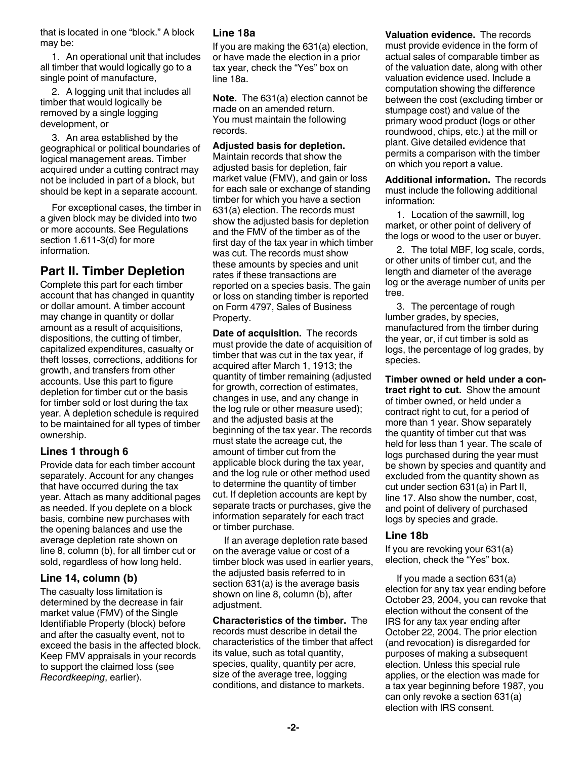that is located in one "block." A block may be:

1. An operational unit that includes all timber that would logically go to a single point of manufacture,

2. A logging unit that includes all timber that would logically be removed by a single logging development, or

3. An area established by the geographical or political boundaries of logical management areas. Timber acquired under a cutting contract may not be included in part of a block, but should be kept in a separate account.

For exceptional cases, the timber in a given block may be divided into two or more accounts. See Regulations section 1.611-3(d) for more information.

## Part II. Timber Depletion

Complete this part for each timber account that has changed in quantity or dollar amount. A timber account may change in quantity or dollar amount as a result of acquisitions, dispositions, the cutting of timber, capitalized expenditures, casualty or theft losses, corrections, additions for growth, and transfers from other accounts. Use this part to figure depletion for timber cut or the basis for timber sold or lost during the tax year. A depletion schedule is required to be maintained for all types of timber ownership.

### Lines 1 through 6

Provide data for each timber account separately. Account for any changes that have occurred during the tax year. Attach as many additional pages as needed. If you deplete on a block basis, combine new purchases with the opening balances and use the average depletion rate shown on line 8, column (b), for all timber cut or sold, regardless of how long held.

### Line 14, column (b)

The casualty loss limitation is determined by the decrease in fair market value (FMV) of the Single Identifiable Property (block) before and after the casualty event, not to exceed the basis in the affected block. Keep FMV appraisals in your records to support the claimed loss (see *Recordkeeping*, earlier).

### Line 18a

If you are making the 631(a) election, or have made the election in a prior tax year, check the "Yes" box on line 18a.

**Note.** The 631(a) election cannot be made on an amended return. You must maintain the following records.

**Adjusted basis for depletion.** Maintain records that show the adjusted basis for depletion, fair market value (FMV), and gain or loss for each sale or exchange of standing timber for which you have a section 631(a) election. The records must show the adjusted basis for depletion and the FMV of the timber as of the first day of the tax year in which timber was cut. The records must show these amounts by species and unit rates if these transactions are reported on a species basis. The gain or loss on standing timber is reported on Form 4797, Sales of Business Property.

**Date of acquisition.** The records must provide the date of acquisition of timber that was cut in the tax year, if acquired after March 1, 1913; the quantity of timber remaining (adjusted for growth, correction of estimates, changes in use, and any change in the log rule or other measure used); and the adjusted basis at the beginning of the tax year. The records must state the acreage cut, the amount of timber cut from the applicable block during the tax year, and the log rule or other method used to determine the quantity of timber cut. If depletion accounts are kept by separate tracts or purchases, give the information separately for each tract or timber purchase.

If an average depletion rate based on the average value or cost of a timber block was used in earlier years, the adjusted basis referred to in section 631(a) is the average basis shown on line 8, column (b), after adjustment.

**Characteristics of the timber.** The records must describe in detail the characteristics of the timber that affect its value, such as total quantity, species, quality, quantity per acre, size of the average tree, logging conditions, and distance to markets.

**Valuation evidence.** The records must provide evidence in the form of actual sales of comparable timber as of the valuation date, along with other valuation evidence used. Include a computation showing the difference between the cost (excluding timber or stumpage cost) and value of the primary wood product (logs or other roundwood, chips, etc.) at the mill or plant. Give detailed evidence that permits a comparison with the timber on which you report a value.

**Additional information.** The records must include the following additional information:

1. Location of the sawmill, log market, or other point of delivery of the logs or wood to the user or buyer.

2. The total MBF, log scale, cords, or other units of timber cut, and the length and diameter of the average log or the average number of units per tree.

3. The percentage of rough lumber grades, by species, manufactured from the timber during the year, or, if cut timber is sold as logs, the percentage of log grades, by species.

**Timber owned or held under a contract right to cut.** Show the amount of timber owned, or held under a contract right to cut, for a period of more than 1 year. Show separately the quantity of timber cut that was held for less than 1 year. The scale of logs purchased during the year must be shown by species and quantity and excluded from the quantity shown as cut under section 631(a) in Part II, line 17. Also show the number, cost, and point of delivery of purchased logs by species and grade.

### Line 18b

If you are revoking your 631(a) election, check the "Yes" box.

If you made a section 631(a) election for any tax year ending before October 23, 2004, you can revoke that election without the consent of the IRS for any tax year ending after October 22, 2004. The prior election (and revocation) is disregarded for purposes of making a subsequent election. Unless this special rule applies, or the election was made for a tax year beginning before 1987, you can only revoke a section 631(a) election with IRS consent.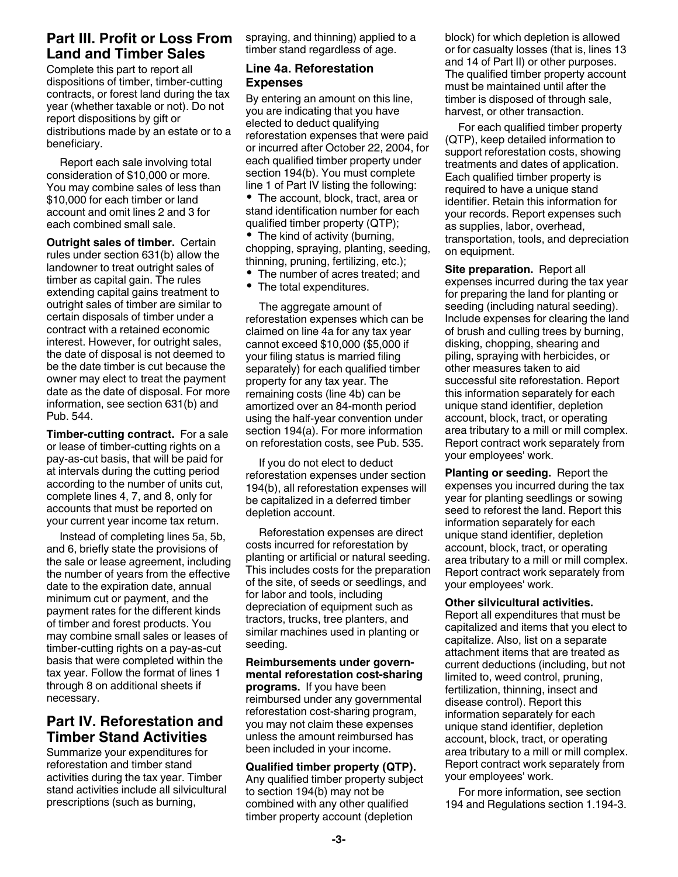## Part III. Profit or Loss From Land and Timber Sales

Complete this part to report all dispositions of timber, timber-cutting contracts, or forest land during the tax year (whether taxable or not). Do not report dispositions by gift or distributions made by an estate or to a beneficiary.

Report each sale involving total consideration of $10,000 or more. You may combine sales of less than $10,000 for each timber or land account and omit lines 2 and 3 for each combined small sale.

**Outright sales of timber.** Certain rules under section 631(b) allow the landowner to treat outright sales of timber as capital gain. The rules extending capital gains treatment to outright sales of timber are similar to certain disposals of timber under a contract with a retained economic interest. However, for outright sales, the date of disposal is not deemed to be the date timber is cut because the owner may elect to treat the payment date as the date of disposal. For more information, see section 631(b) and Pub. 544.

**Timber-cutting contract.** For a sale or lease of timber-cutting rights on a pay-as-cut basis, that will be paid for at intervals during the cutting period according to the number of units cut, complete lines 4, 7, and 8, only for accounts that must be reported on your current year income tax return.

Instead of completing lines 5a, 5b, and 6, briefly state the provisions of the sale or lease agreement, including the number of years from the effective date to the expiration date, annual minimum cut or payment, and the payment rates for the different kinds of timber and forest products. You may combine small sales or leases of timber-cutting rights on a pay-as-cut basis that were completed within the tax year. Follow the format of lines 1 through 8 on additional sheets if necessary.

## Part IV. Reforestation and Timber Stand Activities

Summarize your expenditures for reforestation and timber stand activities during the tax year. Timber stand activities include all silvicultural prescriptions (such as burning, spraying, and thinning) applied to a timber stand regardless of age.

### Line 4a. Reforestation Expenses

By entering an amount on this line, you are indicating that you have elected to deduct qualifying reforestation expenses that were paid or incurred after October 22, 2004, for each qualified timber property under section 194(b). You must complete line 1 of Part IV listing the following:

- The account, block, tract, area or stand identification number for each qualified timber property (QTP);
- The kind of activity (burning, chopping, spraying, planting, seeding, thinning, pruning, fertilizing, etc.);
- The number of acres treated; and
- The total expenditures.

The aggregate amount of reforestation expenses which can be claimed on line 4a for any tax year cannot exceed $10,000 ($5,000 if your filing status is married filing separately) for each qualified timber property for any tax year. The remaining costs (line 4b) can be amortized over an 84-month period using the half-year convention under section 194(a). For more information on reforestation costs, see Pub. 535.

If you do not elect to deduct reforestation expenses under section 194(b), all reforestation expenses will be capitalized in a deferred timber depletion account.

Reforestation expenses are direct costs incurred for reforestation by planting or artificial or natural seeding. This includes costs for the preparation of the site, of seeds or seedlings, and for labor and tools, including depreciation of equipment such as tractors, trucks, tree planters, and similar machines used in planting or seeding.

**Reimbursements under governmental reforestation cost-sharing programs.** If you have been reimbursed under any governmental reforestation cost-sharing program, you may not claim these expenses unless the amount reimbursed has been included in your income.

**Qualified timber property (QTP).** Any qualified timber property subject to section 194(b) may not be combined with any other qualified timber property account (depletion block) for which depletion is allowed or for casualty losses (that is, lines 13 and 14 of Part II) or other purposes. The qualified timber property account must be maintained until after the timber is disposed of through sale, harvest, or other transaction.

For each qualified timber property (QTP), keep detailed information to support reforestation costs, showing treatments and dates of application. Each qualified timber property is required to have a unique stand identifier. Retain this information for your records. Report expenses such as supplies, labor, overhead, transportation, tools, and depreciation on equipment.

**Site preparation.** Report all expenses incurred during the tax year for preparing the land for planting or seeding (including natural seeding). Include expenses for clearing the land of brush and culling trees by burning, disking, chopping, shearing and piling, spraying with herbicides, or other measures taken to aid successful site reforestation. Report this information separately for each unique stand identifier, depletion account, block, tract, or operating area tributary to a mill or mill complex. Report contract work separately from your employees' work.

**Planting or seeding.** Report the expenses you incurred during the tax year for planting seedlings or sowing seed to reforest the land. Report this information separately for each unique stand identifier, depletion account, block, tract, or operating area tributary to a mill or mill complex. Report contract work separately from your employees' work.

**Other silvicultural activities.** Report all expenditures that must be capitalized and items that you elect to capitalize. Also, list on a separate attachment items that are treated as current deductions (including, but not limited to, weed control, pruning, fertilization, thinning, insect and disease control). Report this information separately for each unique stand identifier, depletion account, block, tract, or operating area tributary to a mill or mill complex. Report contract work separately from your employees' work.

For more information, see section 194 and Regulations section 1.194-3.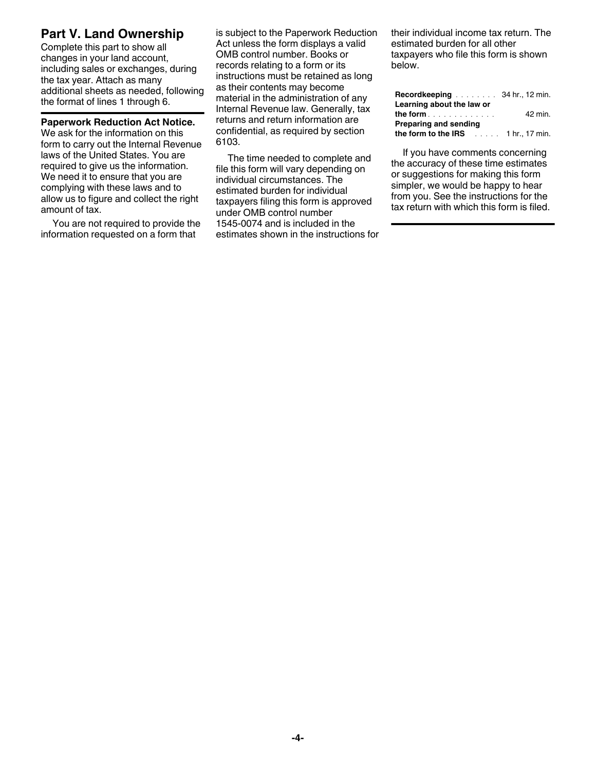## Part V. Land Ownership

Complete this part to show all changes in your land account, including sales or exchanges, during the tax year. Attach as many additional sheets as needed, following the format of lines 1 through 6.

**Paperwork Reduction Act Notice.** We ask for the information on this form to carry out the Internal Revenue laws of the United States. You are required to give us the information. We need it to ensure that you are complying with these laws and to allow us to figure and collect the right amount of tax.

You are not required to provide the information requested on a form that is subject to the Paperwork Reduction Act unless the form displays a valid OMB control number. Books or records relating to a form or its instructions must be retained as long as their contents may become material in the administration of any Internal Revenue law. Generally, tax returns and return information are confidential, as required by section 6103.

The time needed to complete and file this form will vary depending on individual circumstances. The estimated burden for individual taxpayers filing this form is approved under OMB control number 1545-0074 and is included in the estimates shown in the instructions for their individual income tax return. The estimated burden for all other taxpayers who file this form is shown below.

| | |
|---|---|
| **Recordkeeping** | 34 hr., 12 min. |
| **Learning about the law or the form** | 42 min. |
| **Preparing and sending the form to the IRS** | 1 hr., 17 min. |

If you have comments concerning the accuracy of these time estimates or suggestions for making this form simpler, we would be happy to hear from you. See the instructions for the tax return with which this form is filed.